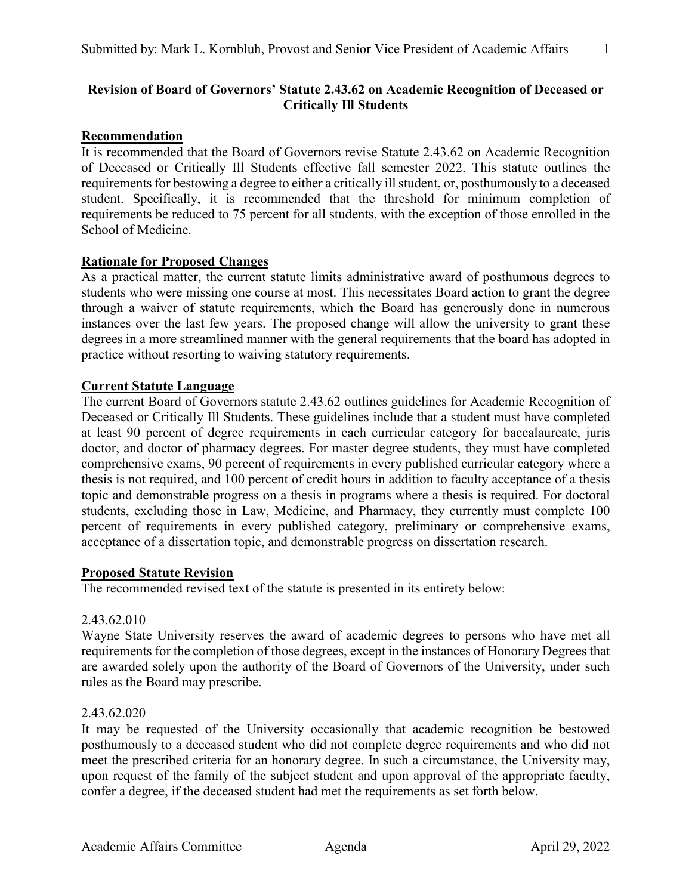**Revision of Board of Governors' Statute 2.43.62 on Academic Recognition of Deceased or Critically Ill Students**

## Recommendation

It is recommended that the Board of Governors revise Statute 2.43.62 on Academic Recognition of Deceased or Critically Ill Students effective fall semester 2022. This statute outlines the requirements for bestowing a degree to either a critically ill student, or, posthumously to a deceased student. Specifically, it is recommended that the threshold for minimum completion of requirements be reduced to 75 percent for all students, with the exception of those enrolled in the School of Medicine.

## Rationale for Proposed Changes

As a practical matter, the current statute limits administrative award of posthumous degrees to students who were missing one course at most. This necessitates Board action to grant the degree through a waiver of statute requirements, which the Board has generously done in numerous instances over the last few years. The proposed change will allow the university to grant these degrees in a more streamlined manner with the general requirements that the board has adopted in practice without resorting to waiving statutory requirements.

## Current Statute Language

The current Board of Governors statute 2.43.62 outlines guidelines for Academic Recognition of Deceased or Critically Ill Students. These guidelines include that a student must have completed at least 90 percent of degree requirements in each curricular category for baccalaureate, juris doctor, and doctor of pharmacy degrees. For master degree students, they must have completed comprehensive exams, 90 percent of requirements in every published curricular category where a thesis is not required, and 100 percent of credit hours in addition to faculty acceptance of a thesis topic and demonstrable progress on a thesis in programs where a thesis is required. For doctoral students, excluding those in Law, Medicine, and Pharmacy, they currently must complete 100 percent of requirements in every published category, preliminary or comprehensive exams, acceptance of a dissertation topic, and demonstrable progress on dissertation research.

## Proposed Statute Revision

The recommended revised text of the statute is presented in its entirety below:

2.43.62.010

Wayne State University reserves the award of academic degrees to persons who have met all requirements for the completion of those degrees, except in the instances of Honorary Degrees that are awarded solely upon the authority of the Board of Governors of the University, under such rules as the Board may prescribe.

2.43.62.020

It may be requested of the University occasionally that academic recognition be bestowed posthumously to a deceased student who did not complete degree requirements and who did not meet the prescribed criteria for an honorary degree. In such a circumstance, the University may, upon request ~~of the family of the subject student and upon approval of the appropriate faculty~~, confer a degree, if the deceased student had met the requirements as set forth below.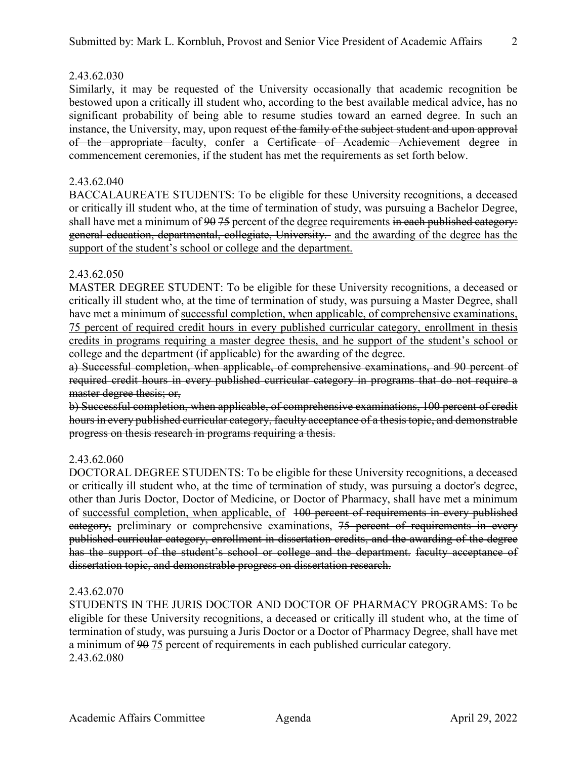2.43.62.030

Similarly, it may be requested of the University occasionally that academic recognition be bestowed upon a critically ill student who, according to the best available medical advice, has no significant probability of being able to resume studies toward an earned degree. In such an instance, the University, may, upon request ~~of the family of the subject student and upon approval of the appropriate faculty~~, confer a ~~Certificate of Academic Achievement~~ degree in commencement ceremonies, if the student has met the requirements as set forth below.

2.43.62.040

BACCALAUREATE STUDENTS: To be eligible for these University recognitions, a deceased or critically ill student who, at the time of termination of study, was pursuing a Bachelor Degree, shall have met a minimum of ~~90~~ 75 percent of the <u>degree</u> requirements ~~in each published category: general education, departmental, collegiate, University.~~ <u>and the awarding of the degree has the support of the student's school or college and the department.</u>

2.43.62.050

MASTER DEGREE STUDENT: To be eligible for these University recognitions, a deceased or critically ill student who, at the time of termination of study, was pursuing a Master Degree, shall have met a minimum of <u>successful completion, when applicable, of comprehensive examinations, 75 percent of required credit hours in every published curricular category, enrollment in thesis credits in programs requiring a master degree thesis, and he support of the student's school or college and the department (if applicable) for the awarding of the degree.</u>

~~a) Successful completion, when applicable, of comprehensive examinations, and 90 percent of required credit hours in every published curricular category in programs that do not require a master degree thesis; or,~~

~~b) Successful completion, when applicable, of comprehensive examinations, 100 percent of credit hours in every published curricular category, faculty acceptance of a thesis topic, and demonstrable progress on thesis research in programs requiring a thesis.~~

2.43.62.060

DOCTORAL DEGREE STUDENTS: To be eligible for these University recognitions, a deceased or critically ill student who, at the time of termination of study, was pursuing a doctor's degree, other than Juris Doctor, Doctor of Medicine, or Doctor of Pharmacy, shall have met a minimum of <u>successful completion, when applicable, of</u> ~~100 percent of requirements in every published category,~~ preliminary or comprehensive examinations, ~~75 percent of requirements in every published curricular category, enrollment in dissertation credits, and the awarding of the degree has the support of the student's school or college and the department. faculty acceptance of dissertation topic, and demonstrable progress on dissertation research.~~

2.43.62.070

STUDENTS IN THE JURIS DOCTOR AND DOCTOR OF PHARMACY PROGRAMS: To be eligible for these University recognitions, a deceased or critically ill student who, at the time of termination of study, was pursuing a Juris Doctor or a Doctor of Pharmacy Degree, shall have met a minimum of ~~90~~ <u>75</u> percent of requirements in each published curricular category.

2.43.62.080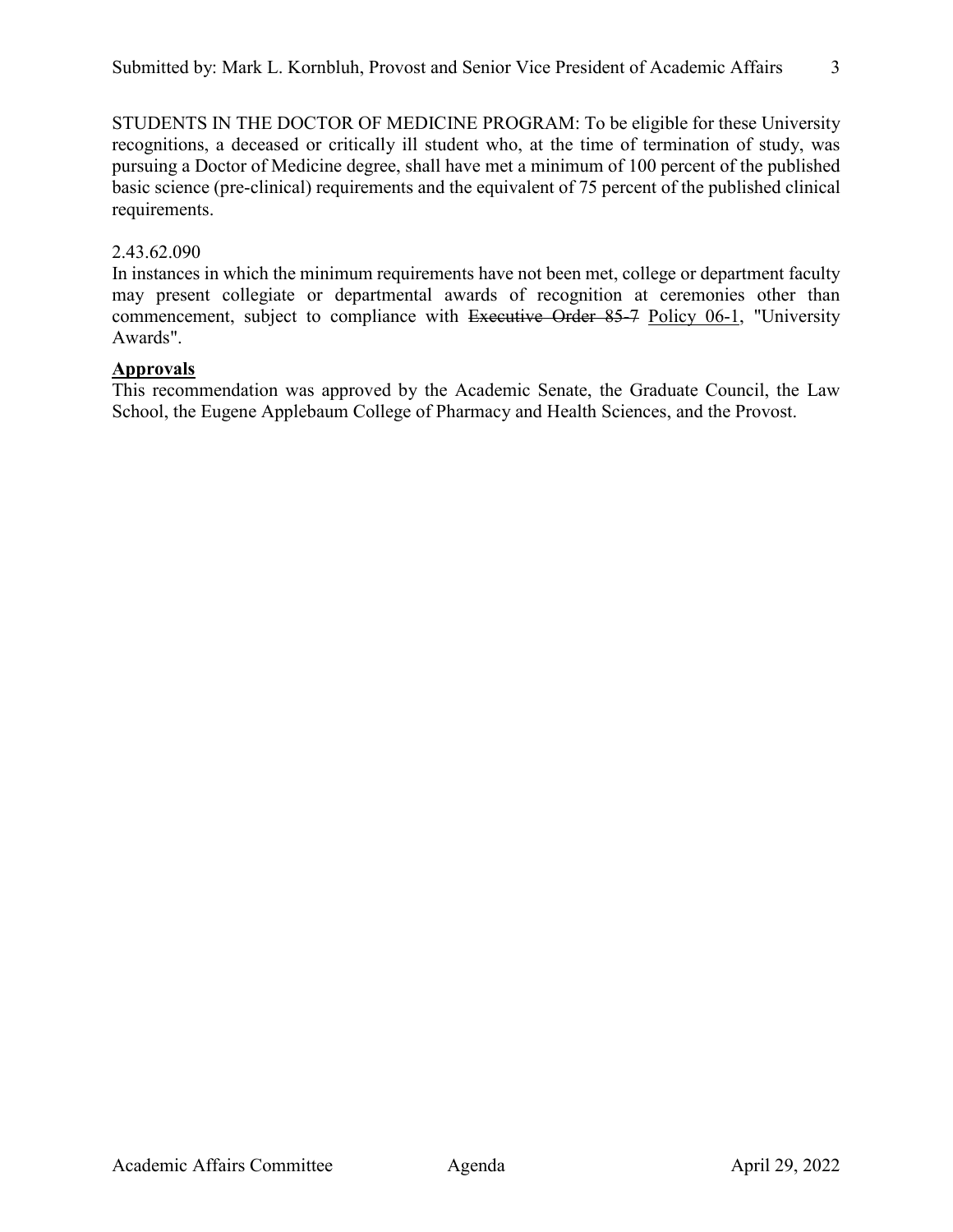STUDENTS IN THE DOCTOR OF MEDICINE PROGRAM: To be eligible for these University recognitions, a deceased or critically ill student who, at the time of termination of study, was pursuing a Doctor of Medicine degree, shall have met a minimum of 100 percent of the published basic science (pre-clinical) requirements and the equivalent of 75 percent of the published clinical requirements.

2.43.62.090

In instances in which the minimum requirements have not been met, college or department faculty may present collegiate or departmental awards of recognition at ceremonies other than commencement, subject to compliance with ~~Executive Order 85-7~~ <u>Policy 06-1</u>, "University Awards".

**<u>Approvals</u>**

This recommendation was approved by the Academic Senate, the Graduate Council, the Law School, the Eugene Applebaum College of Pharmacy and Health Sciences, and the Provost.